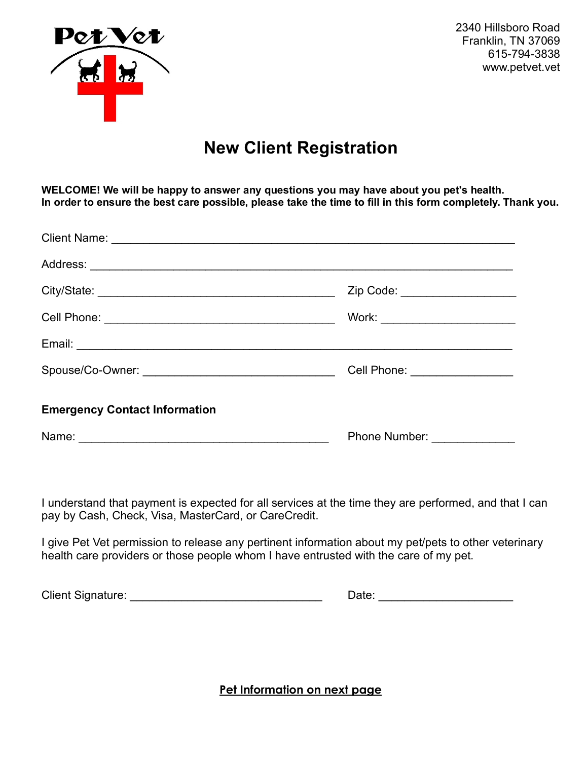Pet Vet

2340 Hillsboro Road
Franklin, TN 37069
615-794-3838
www.petvet.vet

# New Client Registration

**WELCOME! We will be happy to answer any questions you may have about you pet's health.**
**In order to ensure the best care possible, please take the time to fill in this form completely. Thank you.**

Client Name: ____________________________________________________________

Address: ______________________________________________________________

City/State: ____________________________________ Zip Code: _________________

Cell Phone: ____________________________________ Work: ____________________

Email: ________________________________________________________________

Spouse/Co-Owner: ______________________________ Cell Phone: _______________

**Emergency Contact Information**

Name: ________________________________________ Phone Number: ____________

I understand that payment is expected for all services at the time they are performed, and that I can pay by Cash, Check, Visa, MasterCard, or CareCredit.

I give Pet Vet permission to release any pertinent information about my pet/pets to other veterinary health care providers or those people whom I have entrusted with the care of my pet.

Client Signature: ______________________________ Date: ____________________

**Pet Information on next page**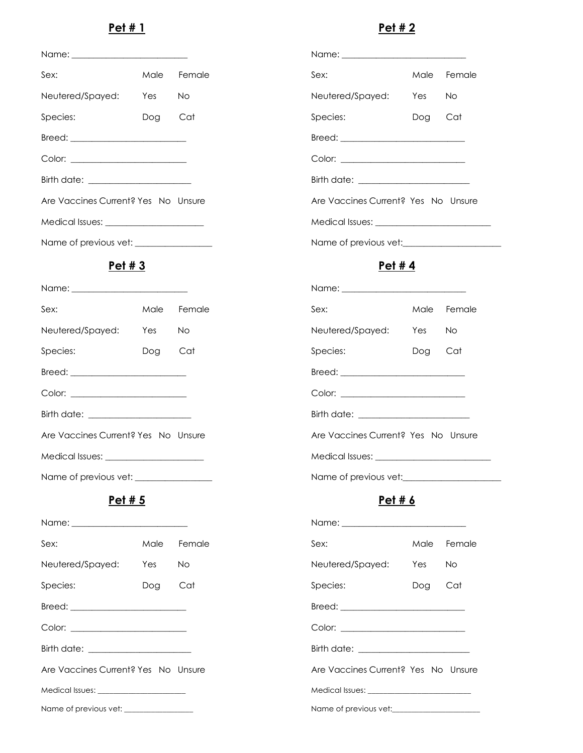**Pet # 1**

Name: ___________________________

Sex: Male Female

Neutered/Spayed: Yes No

Species: Dog Cat

Breed: ___________________________

Color: ___________________________

Birth date: ________________________

Are Vaccines Current? Yes No Unsure

Medical Issues: _______________________

Name of previous vet: __________________

**Pet # 2**

Name: ____________________________

Sex: Male Female

Neutered/Spayed: Yes No

Species: Dog Cat

Breed: ____________________________

Color: ____________________________

Birth date: _________________________

Are Vaccines Current? Yes No Unsure

Medical Issues: __________________________

Name of previous vet:_______________________

**Pet # 3**

Name: ___________________________

Sex: Male Female

Neutered/Spayed: Yes No

Species: Dog Cat

Breed: ___________________________

Color: ___________________________

Birth date: ________________________

Are Vaccines Current? Yes No Unsure

Medical Issues: _______________________

Name of previous vet: __________________

**Pet # 4**

Name: ____________________________

Sex: Male Female

Neutered/Spayed: Yes No

Species: Dog Cat

Breed: ____________________________

Color: ____________________________

Birth date: _________________________

Are Vaccines Current? Yes No Unsure

Medical Issues: __________________________

Name of previous vet:_______________________

**Pet # 5**

Name: ___________________________

Sex: Male Female

Neutered/Spayed: Yes No

Species: Dog Cat

Breed: ___________________________

Color: ___________________________

Birth date: ________________________

Are Vaccines Current? Yes No Unsure

Medical Issues: _______________________

Name of previous vet: __________________

**Pet # 6**

Name: ____________________________

Sex: Male Female

Neutered/Spayed: Yes No

Species: Dog Cat

Breed: ____________________________

Color: ____________________________

Birth date: _________________________

Are Vaccines Current? Yes No Unsure

Medical Issues: __________________________

Name of previous vet:_______________________